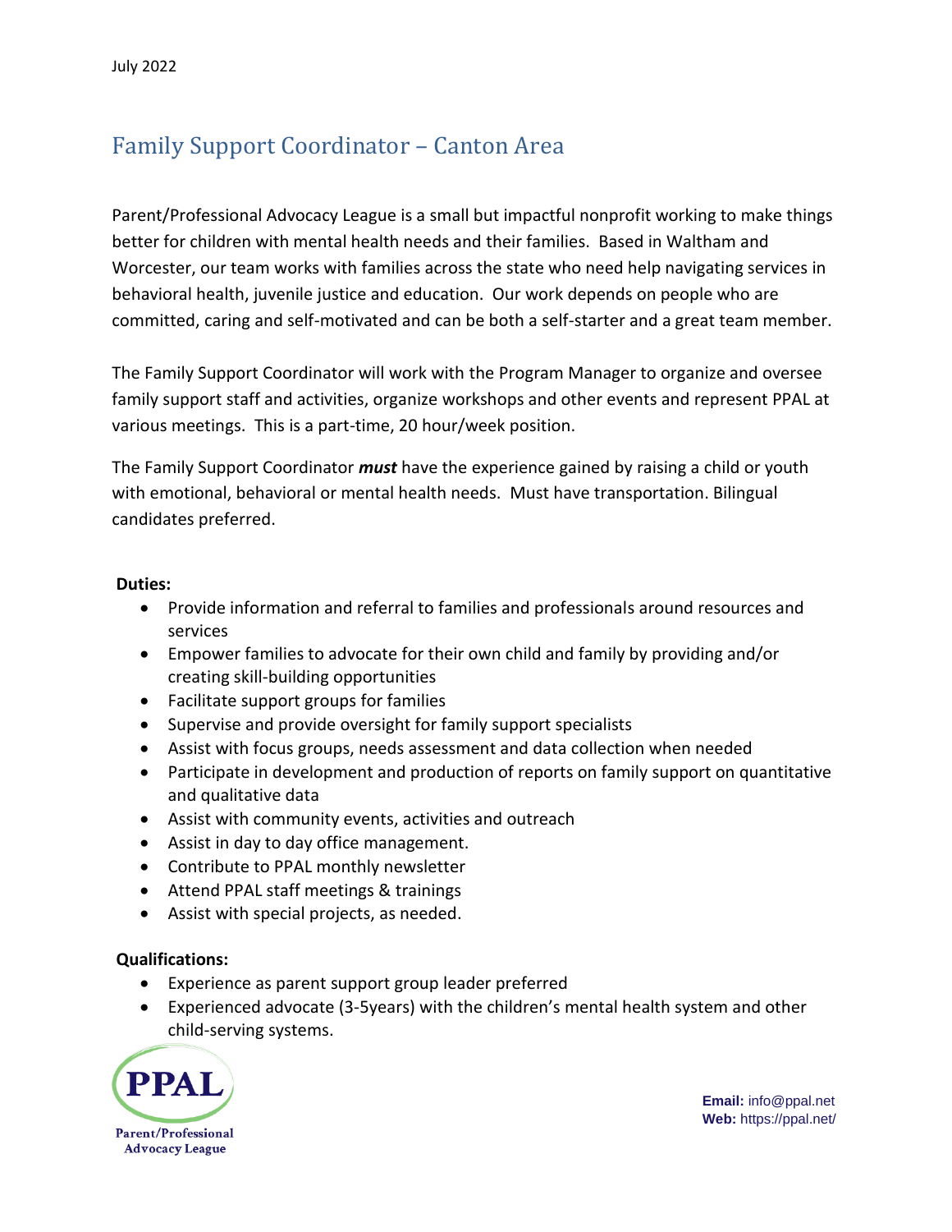July 2022

# Family Support Coordinator – Canton Area

Parent/Professional Advocacy League is a small but impactful nonprofit working to make things better for children with mental health needs and their families. Based in Waltham and Worcester, our team works with families across the state who need help navigating services in behavioral health, juvenile justice and education. Our work depends on people who are committed, caring and self-motivated and can be both a self-starter and a great team member.

The Family Support Coordinator will work with the Program Manager to organize and oversee family support staff and activities, organize workshops and other events and represent PPAL at various meetings. This is a part-time, 20 hour/week position.

The Family Support Coordinator ***must*** have the experience gained by raising a child or youth with emotional, behavioral or mental health needs. Must have transportation. Bilingual candidates preferred.

**Duties:**

- Provide information and referral to families and professionals around resources and services
- Empower families to advocate for their own child and family by providing and/or creating skill-building opportunities
- Facilitate support groups for families
- Supervise and provide oversight for family support specialists
- Assist with focus groups, needs assessment and data collection when needed
- Participate in development and production of reports on family support on quantitative and qualitative data
- Assist with community events, activities and outreach
- Assist in day to day office management.
- Contribute to PPAL monthly newsletter
- Attend PPAL staff meetings & trainings
- Assist with special projects, as needed.

**Qualifications:**

- Experience as parent support group leader preferred
- Experienced advocate (3-5years) with the children's mental health system and other child-serving systems.

PPAL
Parent/Professional Advocacy League

**Email:** info@ppal.net
**Web:** https://ppal.net/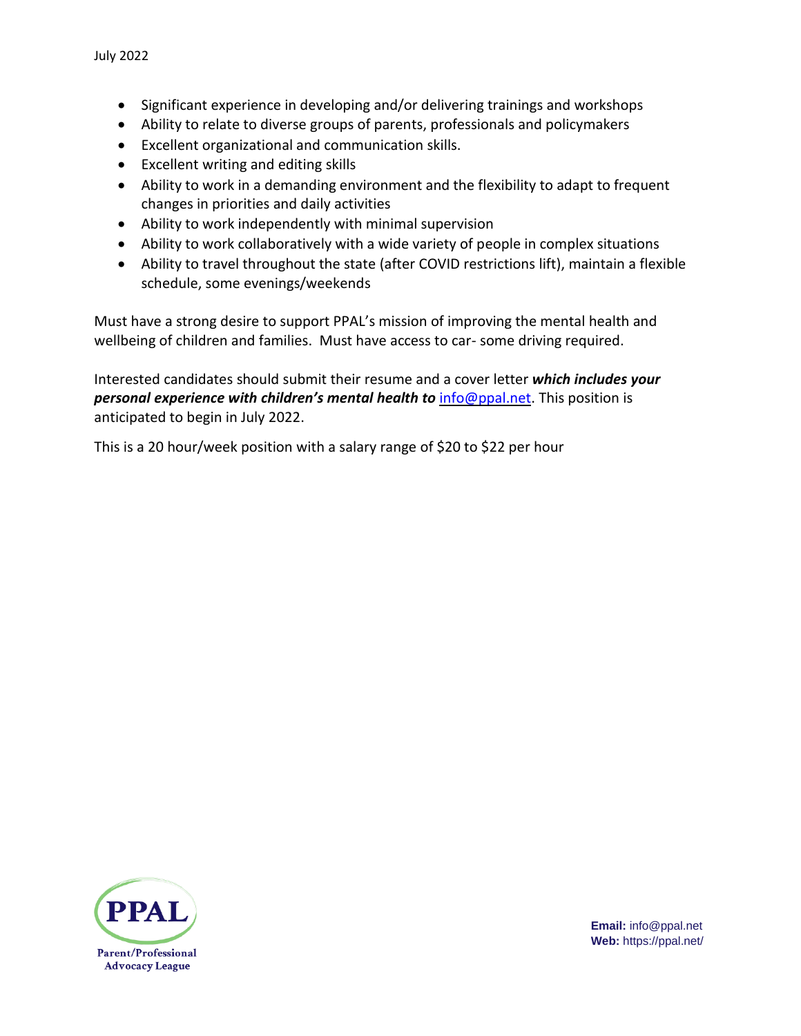- Significant experience in developing and/or delivering trainings and workshops
- Ability to relate to diverse groups of parents, professionals and policymakers
- Excellent organizational and communication skills.
- Excellent writing and editing skills
- Ability to work in a demanding environment and the flexibility to adapt to frequent changes in priorities and daily activities
- Ability to work independently with minimal supervision
- Ability to work collaboratively with a wide variety of people in complex situations
- Ability to travel throughout the state (after COVID restrictions lift), maintain a flexible schedule, some evenings/weekends

Must have a strong desire to support PPAL's mission of improving the mental health and wellbeing of children and families. Must have access to car- some driving required.

Interested candidates should submit their resume and a cover letter ***which includes your personal experience with children's mental health to*** info@ppal.net. This position is anticipated to begin in July 2022.

This is a 20 hour/week position with a salary range of $20 to $22 per hour